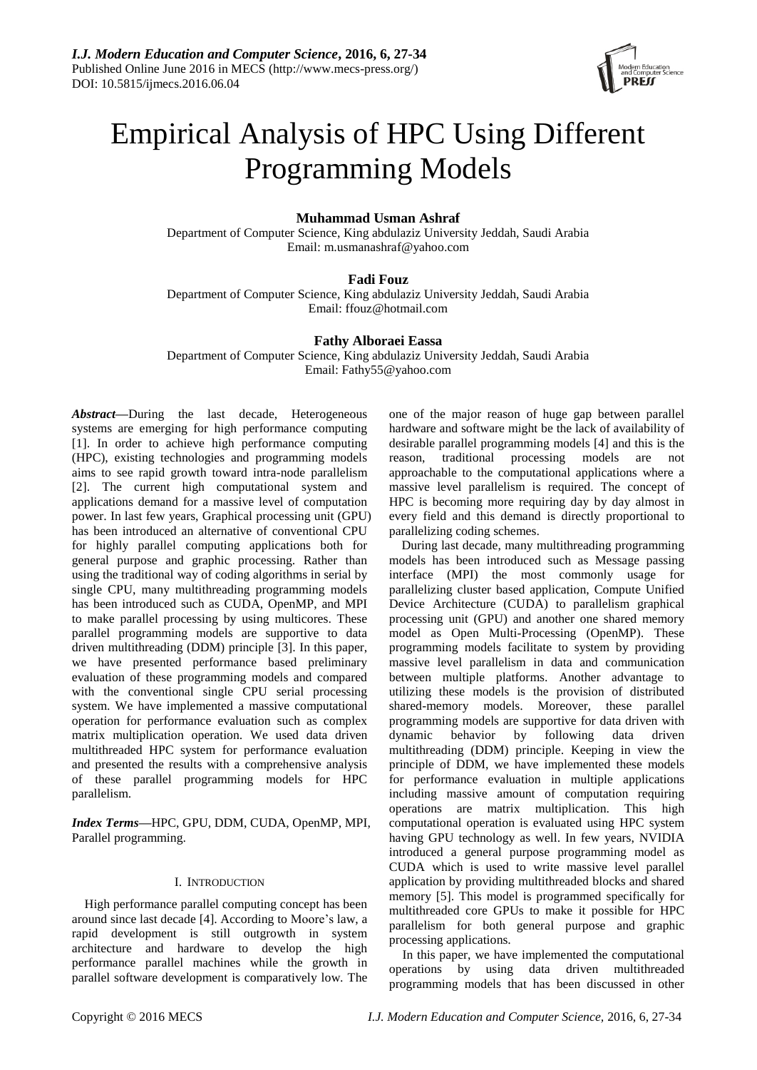# Empirical Analysis of HPC Using Different Programming Models

**Muhammad Usman Ashraf**
Department of Computer Science, King abdulaziz University Jeddah, Saudi Arabia
Email: m.usmanashraf@yahoo.com

**Fadi Fouz**
Department of Computer Science, King abdulaziz University Jeddah, Saudi Arabia
Email: ffouz@hotmail.com

**Fathy Alboraei Eassa**
Department of Computer Science, King abdulaziz University Jeddah, Saudi Arabia
Email: Fathy55@yahoo.com

***Abstract*—**During the last decade, Heterogeneous systems are emerging for high performance computing [1]. In order to achieve high performance computing (HPC), existing technologies and programming models aims to see rapid growth toward intra-node parallelism [2]. The current high computational system and applications demand for a massive level of computation power. In last few years, Graphical processing unit (GPU) has been introduced an alternative of conventional CPU for highly parallel computing applications both for general purpose and graphic processing. Rather than using the traditional way of coding algorithms in serial by single CPU, many multithreading programming models has been introduced such as CUDA, OpenMP, and MPI to make parallel processing by using multicores. These parallel programming models are supportive to data driven multithreading (DDM) principle [3]. In this paper, we have presented performance based preliminary evaluation of these programming models and compared with the conventional single CPU serial processing system. We have implemented a massive computational operation for performance evaluation such as complex matrix multiplication operation. We used data driven multithreaded HPC system for performance evaluation and presented the results with a comprehensive analysis of these parallel programming models for HPC parallelism.

***Index Terms*—**HPC, GPU, DDM, CUDA, OpenMP, MPI, Parallel programming.

## I. Introduction

High performance parallel computing concept has been around since last decade [4]. According to Moore's law, a rapid development is still outgrowth in system architecture and hardware to develop the high performance parallel machines while the growth in parallel software development is comparatively low. The one of the major reason of huge gap between parallel hardware and software might be the lack of availability of desirable parallel programming models [4] and this is the reason, traditional processing models are not approachable to the computational applications where a massive level parallelism is required. The concept of HPC is becoming more requiring day by day almost in every field and this demand is directly proportional to parallelizing coding schemes.

During last decade, many multithreading programming models has been introduced such as Message passing interface (MPI) the most commonly usage for parallelizing cluster based application, Compute Unified Device Architecture (CUDA) to parallelism graphical processing unit (GPU) and another one shared memory model as Open Multi-Processing (OpenMP). These programming models facilitate to system by providing massive level parallelism in data and communication between multiple platforms. Another advantage to utilizing these models is the provision of distributed shared-memory models. Moreover, these parallel programming models are supportive for data driven with dynamic behavior by following data driven multithreading (DDM) principle. Keeping in view the principle of DDM, we have implemented these models for performance evaluation in multiple applications including massive amount of computation requiring operations are matrix multiplication. This high computational operation is evaluated using HPC system having GPU technology as well. In few years, NVIDIA introduced a general purpose programming model as CUDA which is used to write massive level parallel application by providing multithreaded blocks and shared memory [5]. This model is programmed specifically for multithreaded core GPUs to make it possible for HPC parallelism for both general purpose and graphic processing applications.

In this paper, we have implemented the computational operations by using data driven multithreaded programming models that has been discussed in other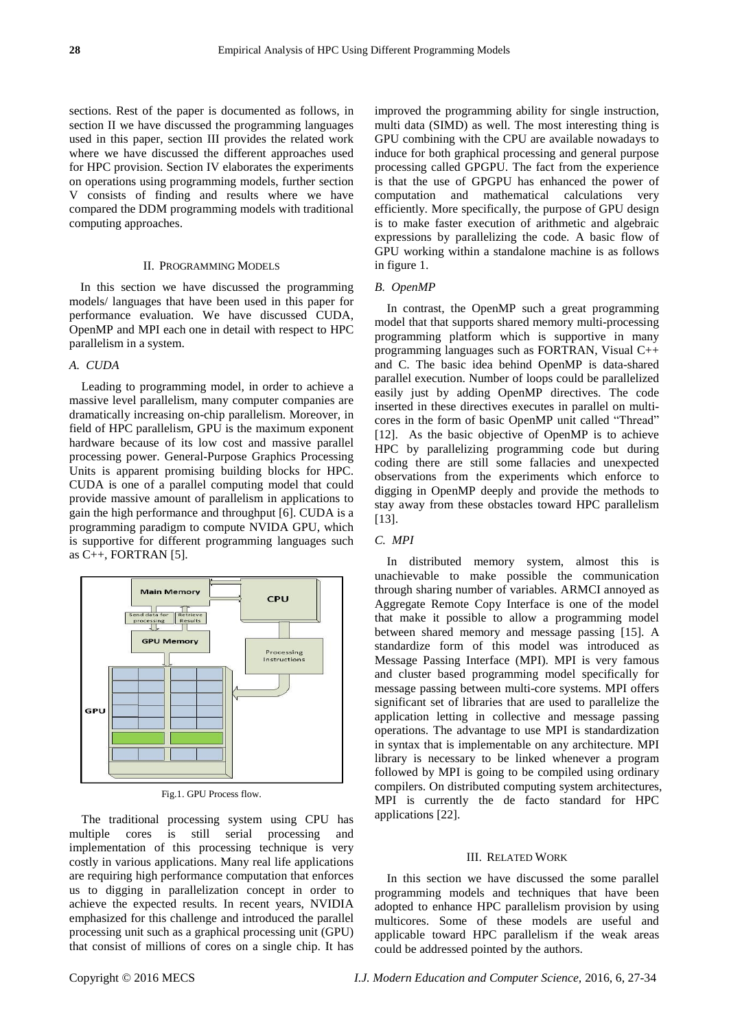sections. Rest of the paper is documented as follows, in section II we have discussed the programming languages used in this paper, section III provides the related work where we have discussed the different approaches used for HPC provision. Section IV elaborates the experiments on operations using programming models, further section V consists of finding and results where we have compared the DDM programming models with traditional computing approaches.

## II. Programming Models

In this section we have discussed the programming models/ languages that have been used in this paper for performance evaluation. We have discussed CUDA, OpenMP and MPI each one in detail with respect to HPC parallelism in a system.

### *A. CUDA*

Leading to programming model, in order to achieve a massive level parallelism, many computer companies are dramatically increasing on-chip parallelism. Moreover, in field of HPC parallelism, GPU is the maximum exponent hardware because of its low cost and massive parallel processing power. General-Purpose Graphics Processing Units is apparent promising building blocks for HPC. CUDA is one of a parallel computing model that could provide massive amount of parallelism in applications to gain the high performance and throughput [6]. CUDA is a programming paradigm to compute NVIDA GPU, which is supportive for different programming languages such as C++, FORTRAN [5].

Fig.1. GPU Process flow.

The traditional processing system using CPU has multiple cores is still serial processing and implementation of this processing technique is very costly in various applications. Many real life applications are requiring high performance computation that enforces us to digging in parallelization concept in order to achieve the expected results. In recent years, NVIDIA emphasized for this challenge and introduced the parallel processing unit such as a graphical processing unit (GPU) that consist of millions of cores on a single chip. It has improved the programming ability for single instruction, multi data (SIMD) as well. The most interesting thing is GPU combining with the CPU are available nowadays to induce for both graphical processing and general purpose processing called GPGPU. The fact from the experience is that the use of GPGPU has enhanced the power of computation and mathematical calculations very efficiently. More specifically, the purpose of GPU design is to make faster execution of arithmetic and algebraic expressions by parallelizing the code. A basic flow of GPU working within a standalone machine is as follows in figure 1.

### *B. OpenMP*

In contrast, the OpenMP such a great programming model that that supports shared memory multi-processing programming platform which is supportive in many programming languages such as FORTRAN, Visual C++ and C. The basic idea behind OpenMP is data-shared parallel execution. Number of loops could be parallelized easily just by adding OpenMP directives. The code inserted in these directives executes in parallel on multi-cores in the form of basic OpenMP unit called "Thread" [12]. As the basic objective of OpenMP is to achieve HPC by parallelizing programming code but during coding there are still some fallacies and unexpected observations from the experiments which enforce to digging in OpenMP deeply and provide the methods to stay away from these obstacles toward HPC parallelism [13].

### *C. MPI*

In distributed memory system, almost this is unachievable to make possible the communication through sharing number of variables. ARMCI annoyed as Aggregate Remote Copy Interface is one of the model that make it possible to allow a programming model between shared memory and message passing [15]. A standardize form of this model was introduced as Message Passing Interface (MPI). MPI is very famous and cluster based programming model specifically for message passing between multi-core systems. MPI offers significant set of libraries that are used to parallelize the application letting in collective and message passing operations. The advantage to use MPI is standardization in syntax that is implementable on any architecture. MPI library is necessary to be linked whenever a program followed by MPI is going to be compiled using ordinary compilers. On distributed computing system architectures, MPI is currently the de facto standard for HPC applications [22].

## III. Related Work

In this section we have discussed the some parallel programming models and techniques that have been adopted to enhance HPC parallelism provision by using multicores. Some of these models are useful and applicable toward HPC parallelism if the weak areas could be addressed pointed by the authors.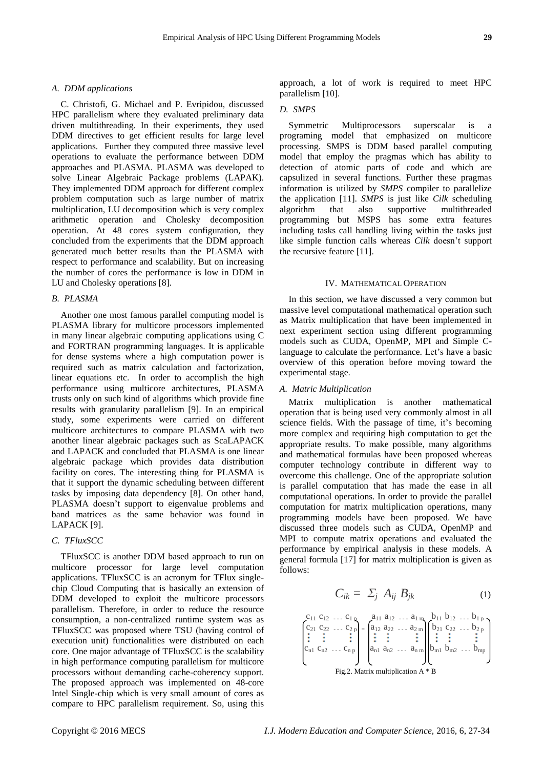### A. DDM applications

C. Christofi, G. Michael and P. Evripidou, discussed HPC parallelism where they evaluated preliminary data driven multithreading. In their experiments, they used DDM directives to get efficient results for large level applications. Further they computed three massive level operations to evaluate the performance between DDM approaches and PLASMA. PLASMA was developed to solve Linear Algebraic Package problems (LAPAK). They implemented DDM approach for different complex problem computation such as large number of matrix multiplication, LU decomposition which is very complex arithmetic operation and Cholesky decomposition operation. At 48 cores system configuration, they concluded from the experiments that the DDM approach generated much better results than the PLASMA with respect to performance and scalability. But on increasing the number of cores the performance is low in DDM in LU and Cholesky operations [8].

### B. PLASMA

Another one most famous parallel computing model is PLASMA library for multicore processors implemented in many linear algebraic computing applications using C and FORTRAN programming languages. It is applicable for dense systems where a high computation power is required such as matrix calculation and factorization, linear equations etc. In order to accomplish the high performance using multicore architectures, PLASMA trusts only on such kind of algorithms which provide fine results with granularity parallelism [9]. In an empirical study, some experiments were carried on different multicore architectures to compare PLASMA with two another linear algebraic packages such as ScaLAPACK and LAPACK and concluded that PLASMA is one linear algebraic package which provides data distribution facility on cores. The interesting thing for PLASMA is that it support the dynamic scheduling between different tasks by imposing data dependency [8]. On other hand, PLASMA doesn't support to eigenvalue problems and band matrices as the same behavior was found in LAPACK [9].

### C. TFluxSCC

TFluxSCC is another DDM based approach to run on multicore processor for large level computation applications. TFluxSCC is an acronym for TFlux single-chip Cloud Computing that is basically an extension of DDM developed to exploit the multicore processors parallelism. Therefore, in order to reduce the resource consumption, a non-centralized runtime system was as TFluxSCC was proposed where TSU (having control of execution unit) functionalities were distributed on each core. One major advantage of TFluxSCC is the scalability in high performance computing parallelism for multicore processors without demanding cache-coherency support. The proposed approach was implemented on 48-core Intel Single-chip which is very small amount of cores as compare to HPC parallelism requirement. So, using this approach, a lot of work is required to meet HPC parallelism [10].

### D. SMPS

Symmetric Multiprocessors superscalar is a programing model that emphasized on multicore processing. SMPS is DDM based parallel computing model that employ the pragmas which has ability to detection of atomic parts of code and which are capsulized in several functions. Further these pragmas information is utilized by *SMPS* compiler to parallelize the application [11]. *SMPS* is just like *Cilk* scheduling algorithm that also supportive multithreaded programming but MSPS has some extra features including tasks call handling living within the tasks just like simple function calls whereas *Cilk* doesn't support the recursive feature [11].

## IV. Mathematical Operation

In this section, we have discussed a very common but massive level computational mathematical operation such as Matrix multiplication that have been implemented in next experiment section using different programming models such as CUDA, OpenMP, MPI and Simple C-language to calculate the performance. Let's have a basic overview of this operation before moving toward the experimental stage.

### A. Matric Multiplication

Matrix multiplication is another mathematical operation that is being used very commonly almost in all science fields. With the passage of time, it's becoming more complex and requiring high computation to get the appropriate results. To make possible, many algorithms and mathematical formulas have been proposed whereas computer technology contribute in different way to overcome this challenge. One of the appropriate solution is parallel computation that has made the ease in all computational operations. In order to provide the parallel computation for matrix multiplication operations, many programming models have been proposed. We have discussed three models such as CUDA, OpenMP and MPI to compute matrix operations and evaluated the performance by empirical analysis in these models. A general formula [17] for matrix multiplication is given as follows:

$$C_{ik} = \Sigma_j \; A_{ij} \; B_{jk} \tag{1}$$

$$\begin{pmatrix} c_{11} & c_{12} & \cdots & c_{1p} \\ c_{21} & c_{22} & \cdots & c_{2p} \\ \vdots & \vdots & & \vdots \\ c_{n1} & c_{n2} & \cdots & c_{np} \end{pmatrix} = \begin{pmatrix} a_{11} & a_{12} & \cdots & a_{1m} \\ a_{12} & a_{22} & \cdots & a_{2m} \\ \vdots & \vdots & & \vdots \\ a_{n1} & a_{n2} & \cdots & a_{nm} \end{pmatrix} \begin{pmatrix} b_{11} & b_{12} & \cdots & b_{1p} \\ b_{21} & c_{22} & \cdots & b_{2p} \\ \vdots & \vdots & & \vdots \\ b_{m1} & b_{m2} & \cdots & b_{mp} \end{pmatrix}$$

Fig.2. Matrix multiplication A * B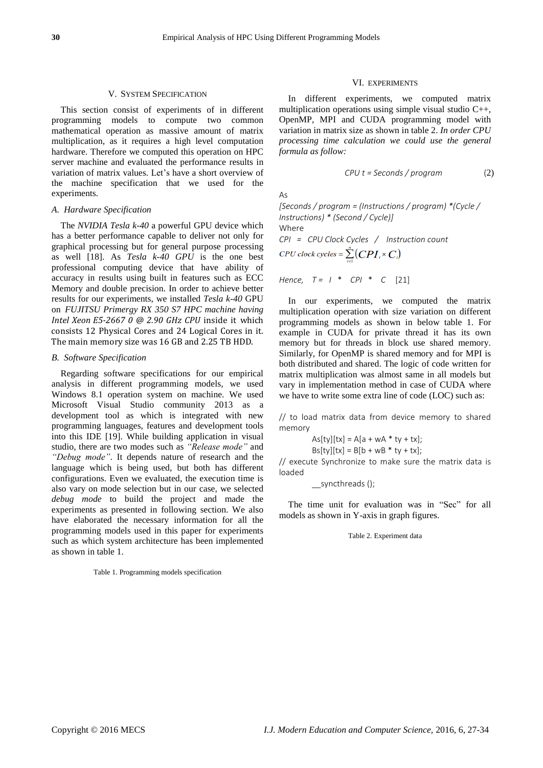## V. System Specification

This section consist of experiments of in different programming models to compute two common mathematical operation as massive amount of matrix multiplication, as it requires a high level computation hardware. Therefore we computed this operation on HPC server machine and evaluated the performance results in variation of matrix values. Let's have a short overview of the machine specification that we used for the experiments.

### A. Hardware Specification

The *NVIDIA Tesla k-40* a powerful GPU device which has a better performance capable to deliver not only for graphical processing but for general purpose processing as well [18]. As *Tesla k-40 GPU* is the one best professional computing device that have ability of accuracy in results using built in features such as ECC Memory and double precision. In order to achieve better results for our experiments, we installed *Tesla k-40* GPU on *FUJITSU Primergy RX 350 S7 HPC machine having Intel Xeon E5-2667 0 @ 2.90 GHz CPU* inside it which consists 12 Physical Cores and 24 Logical Cores in it. The main memory size was 16 GB and 2.25 TB HDD.

### B. Software Specification

Regarding software specifications for our empirical analysis in different programming models, we used Windows 8.1 operation system on machine. We used Microsoft Visual Studio community 2013 as a development tool as which is integrated with new programming languages, features and development tools into this IDE [19]. While building application in visual studio, there are two modes such as *"Release mode"* and *"Debug mode"*. It depends nature of research and the language which is being used, but both has different configurations. Even we evaluated, the execution time is also vary on mode selection but in our case, we selected *debug mode* to build the project and made the experiments as presented in following section. We also have elaborated the necessary information for all the programming models used in this paper for experiments such as which system architecture has been implemented as shown in table 1.

Table 1. Programming models specification

## VI. Experiments

In different experiments, we computed matrix multiplication operations using simple visual studio C++, OpenMP, MPI and CUDA programming model with variation in matrix size as shown in table 2. *In order CPU processing time calculation we could use the general formula as follow:*

$$CPU\ t = Seconds / program \tag{2}$$

As

*[Seconds / program = (Instructions / program) \*(Cycle / Instructions) \* (Second / Cycle)]*

Where

$CPI = CPU\ Clock\ Cycles\ /\ Instruction\ count$

$$CPU\ clock\ cycles = \sum_{i=1}^{n}(CPI_i \times C_i)$$

*Hence,* $T = I * CPI * C$ [21]

In our experiments, we computed the matrix multiplication operation with size variation on different programming models as shown in below table 1. For example in CUDA for private thread it has its own memory but for threads in block use shared memory. Similarly, for OpenMP is shared memory and for MPI is both distributed and shared. The logic of code written for matrix multiplication was almost same in all models but vary in implementation method in case of CUDA where we have to write some extra line of code (LOC) such as:

```
// to load matrix data from device memory to shared memory
        As[ty][tx] = A[a + wA * ty + tx];
        Bs[ty][tx] = B[b + wB * ty + tx];
// execute Synchronize to make sure the matrix data is loaded
        __syncthreads ();
```

The time unit for evaluation was in "Sec" for all models as shown in Y-axis in graph figures.

Table 2. Experiment data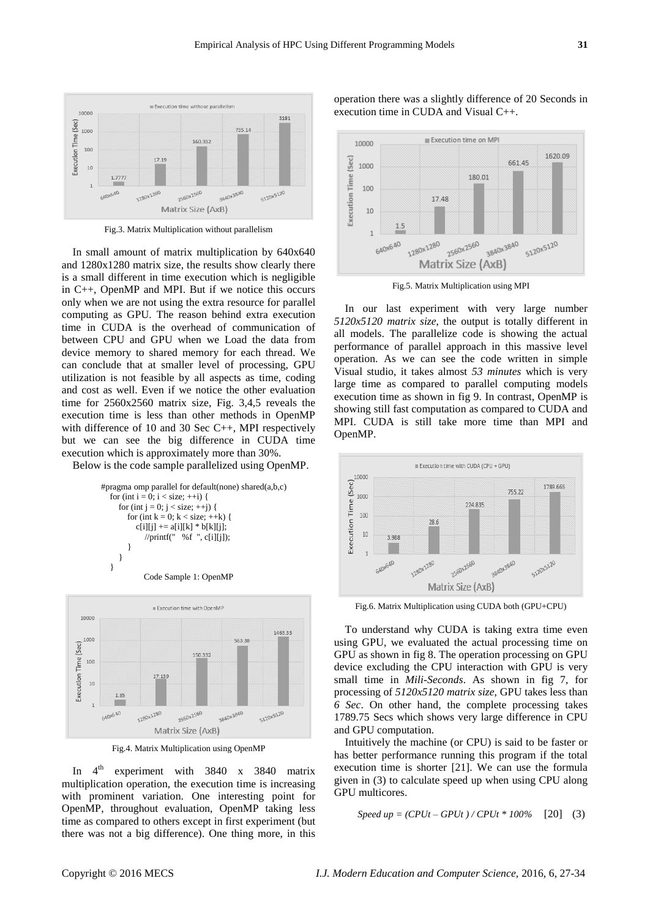Fig.3. Matrix Multiplication without parallelism

In small amount of matrix multiplication by 640x640 and 1280x1280 matrix size, the results show clearly there is a small different in time execution which is negligible in C++, OpenMP and MPI. But if we notice this occurs only when we are not using the extra resource for parallel computing as GPU. The reason behind extra execution time in CUDA is the overhead of communication of between CPU and GPU when we Load the data from device memory to shared memory for each thread. We can conclude that at smaller level of processing, GPU utilization is not feasible by all aspects as time, coding and cost as well. Even if we notice the other evaluation time for 2560x2560 matrix size, Fig. 3,4,5 reveals the execution time is less than other methods in OpenMP with difference of 10 and 30 Sec C++, MPI respectively but we can see the big difference in CUDA time execution which is approximately more than 30%.

Below is the code sample parallelized using OpenMP.

```
#pragma omp parallel for default(none) shared(a,b,c)
    for (int i = 0; i < size; ++i) {
        for (int j = 0; j < size; ++j) {
            for (int k = 0; k < size; ++k) {
                c[i][j] += a[i][k] * b[k][j];
                    //printf("   %f  ", c[i][j]);
            }
        }
    }
```

Code Sample 1: OpenMP

Fig.4. Matrix Multiplication using OpenMP

In 4th experiment with 3840 x 3840 matrix multiplication operation, the execution time is increasing with prominent variation. One interesting point for OpenMP, throughout evaluation, OpenMP taking less time as compared to others except in first experiment (but there was not a big difference). One thing more, in this operation there was a slightly difference of 20 Seconds in execution time in CUDA and Visual C++.

Fig.5. Matrix Multiplication using MPI

In our last experiment with very large number *5120x5120 matrix size*, the output is totally different in all models. The parallelize code is showing the actual performance of parallel approach in this massive level operation. As we can see the code written in simple Visual studio, it takes almost *53 minutes* which is very large time as compared to parallel computing models execution time as shown in fig 9. In contrast, OpenMP is showing still fast computation as compared to CUDA and MPI. CUDA is still take more time than MPI and OpenMP.

Fig.6. Matrix Multiplication using CUDA both (GPU+CPU)

To understand why CUDA is taking extra time even using GPU, we evaluated the actual processing time on GPU as shown in fig 8. The operation processing on GPU device excluding the CPU interaction with GPU is very small time in *Mili-Seconds*. As shown in fig 7, for processing of *5120x5120 matrix size*, GPU takes less than *6 Sec*. On other hand, the complete processing takes 1789.75 Secs which shows very large difference in CPU and GPU computation.

Intuitively the machine (or CPU) is said to be faster or has better performance running this program if the total execution time is shorter [21]. We can use the formula given in (3) to calculate speed up when using CPU along GPU multicores.

$$Speed\ up = (CPUt - GPUt) / CPUt * 100\% \quad [20] \quad (3)$$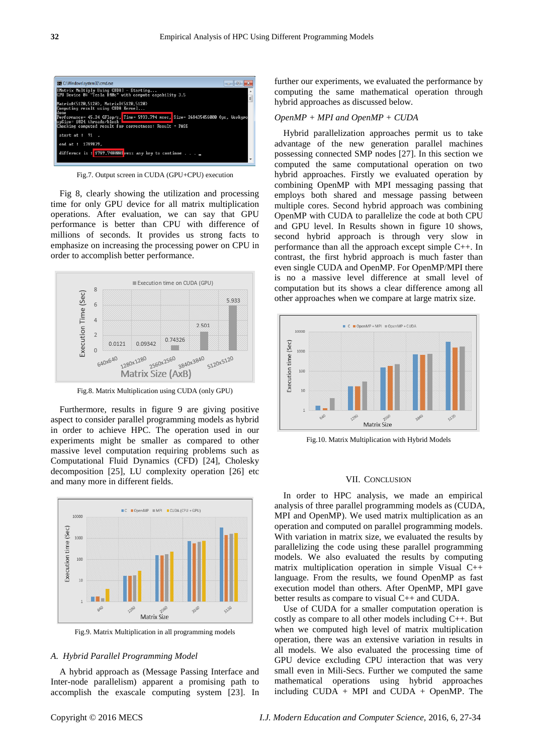Fig.7. Output screen in CUDA (GPU+CPU) execution

Fig 8, clearly showing the utilization and processing time for only GPU device for all matrix multiplication operations. After evaluation, we can say that GPU performance is better than CPU with difference of millions of seconds. It provides us strong facts to emphasize on increasing the processing power on CPU in order to accomplish better performance.

Fig.8. Matrix Multiplication using CUDA (only GPU)

Furthermore, results in figure 9 are giving positive aspect to consider parallel programming models as hybrid in order to achieve HPC. The operation used in our experiments might be smaller as compared to other massive level computation requiring problems such as Computational Fluid Dynamics (CFD) [24], Cholesky decomposition [25], LU complexity operation [26] etc and many more in different fields.

Fig.9. Matrix Multiplication in all programming models

### *A. Hybrid Parallel Programming Model*

A hybrid approach as (Message Passing Interface and Inter-node parallelism) apparent a promising path to accomplish the exascale computing system [23]. In further our experiments, we evaluated the performance by computing the same mathematical operation through hybrid approaches as discussed below.

*OpenMP + MPI and OpenMP + CUDA*

Hybrid parallelization approaches permit us to take advantage of the new generation parallel machines possessing connected SMP nodes [27]. In this section we computed the same computational operation on two hybrid approaches. Firstly we evaluated operation by combining OpenMP with MPI messaging passing that employs both shared and message passing between multiple cores. Second hybrid approach was combining OpenMP with CUDA to parallelize the code at both CPU and GPU level. In Results shown in figure 10 shows, second hybrid approach is through very slow in performance than all the approach except simple C++. In contrast, the first hybrid approach is much faster than even single CUDA and OpenMP. For OpenMP/MPI there is no a massive level difference at small level of computation but its shows a clear difference among all other approaches when we compare at large matrix size.

Fig.10. Matrix Multiplication with Hybrid Models

## VII. Conclusion

In order to HPC analysis, we made an empirical analysis of three parallel programming models as (CUDA, MPI and OpenMP). We used matrix multiplication as an operation and computed on parallel programming models. With variation in matrix size, we evaluated the results by parallelizing the code using these parallel programming models. We also evaluated the results by computing matrix multiplication operation in simple Visual C++ language. From the results, we found OpenMP as fast execution model than others. After OpenMP, MPI gave better results as compare to visual C++ and CUDA.

Use of CUDA for a smaller computation operation is costly as compare to all other models including C++. But when we computed high level of matrix multiplication operation, there was an extensive variation in results in all models. We also evaluated the processing time of GPU device excluding CPU interaction that was very small even in Mili-Secs. Further we computed the same mathematical operations using hybrid approaches including CUDA + MPI and CUDA + OpenMP. The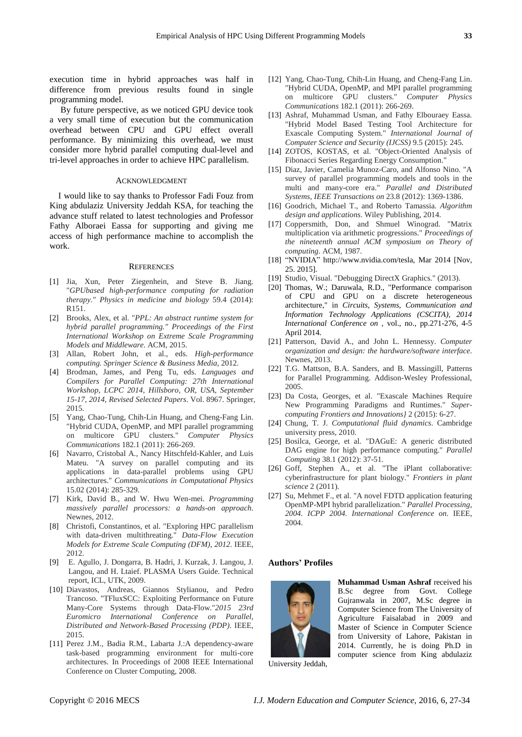execution time in hybrid approaches was half in difference from previous results found in single programming model.

By future perspective, as we noticed GPU device took a very small time of execution but the communication overhead between CPU and GPU effect overall performance. By minimizing this overhead, we must consider more hybrid parallel computing dual-level and tri-level approaches in order to achieve HPC parallelism.

## Acknowledgment

I would like to say thanks to Professor Fadi Fouz from King abdulaziz University Jeddah KSA, for teaching the advance stuff related to latest technologies and Professor Fathy Alboraei Eassa for supporting and giving me access of high performance machine to accomplish the work.

## References

[1] Jia, Xun, Peter Ziegenhein, and Steve B. Jiang. "*GPUbased high-performance computing for radiation therapy." Physics in medicine and biology* 59.4 (2014): R151.

[2] Brooks, Alex, et al. "*PPL: An abstract runtime system for hybrid parallel programming." Proceedings of the First International Workshop on Extreme Scale Programming Models and Middleware*. ACM, 2015.

[3] Allan, Robert John, et al., eds. *High-performance computing. Springer Science & Business Media*, 2012.

[4] Brodman, James, and Peng Tu, eds. *Languages and Compilers for Parallel Computing: 27th International Workshop, LCPC 2014, Hillsboro, OR, USA, September 15-17, 2014, Revised Selected Papers*. Vol. 8967. Springer, 2015.

[5] Yang, Chao-Tung, Chih-Lin Huang, and Cheng-Fang Lin. "Hybrid CUDA, OpenMP, and MPI parallel programming on multicore GPU clusters." *Computer Physics Communications* 182.1 (2011): 266-269.

[6] Navarro, Cristobal A., Nancy Hitschfeld-Kahler, and Luis Mateu. "A survey on parallel computing and its applications in data-parallel problems using GPU architectures." *Communications in Computational Physics* 15.02 (2014): 285-329.

[7] Kirk, David B., and W. Hwu Wen-mei. *Programming massively parallel processors: a hands-on approach*. Newnes, 2012.

[8] Christofi, Constantinos, et al. "Exploring HPC parallelism with data-driven multithreating." *Data-Flow Execution Models for Extreme Scale Computing (DFM), 2012*. IEEE, 2012.

[9] E. Agullo, J. Dongarra, B. Hadri, J. Kurzak, J. Langou, J. Langou, and H. Ltaief. PLASMA Users Guide. Technical report, ICL, UTK, 2009.

[10] Diavastos, Andreas, Giannos Stylianou, and Pedro Trancoso. "TFluxSCC: Exploiting Performance on Future Many-Core Systems through Data-Flow."*2015 23rd Euromicro International Conference on Parallel, Distributed and Network-Based Processing (PDP)*. IEEE, 2015.

[11] Perez J.M., Badia R.M., Labarta J.:A dependency-aware task-based programming environment for multi-core architectures. In Proceedings of 2008 IEEE International Conference on Cluster Computing, 2008.

[12] Yang, Chao-Tung, Chih-Lin Huang, and Cheng-Fang Lin. "Hybrid CUDA, OpenMP, and MPI parallel programming on multicore GPU clusters." *Computer Physics Communications* 182.1 (2011): 266-269.

[13] Ashraf, Muhammad Usman, and Fathy Elbouraey Eassa. "Hybrid Model Based Testing Tool Architecture for Exascale Computing System." *International Journal of Computer Science and Security (IJCSS)* 9.5 (2015): 245.

[14] ZOTOS, KOSTAS, et al. "Object-Oriented Analysis of Fibonacci Series Regarding Energy Consumption."

[15] Diaz, Javier, Camelia Munoz-Caro, and Alfonso Nino. "A survey of parallel programming models and tools in the multi and many-core era." *Parallel and Distributed Systems, IEEE Transactions on* 23.8 (2012): 1369-1386.

[16] Goodrich, Michael T., and Roberto Tamassia. *Algorithm design and applications*. Wiley Publishing, 2014.

[17] Coppersmith, Don, and Shmuel Winograd. "Matrix multiplication via arithmetic progressions." *Proceedings of the nineteenth annual ACM symposium on Theory of computing*. ACM, 1987.

[18] "NVIDIA" http://www.nvidia.com/tesla, Mar 2014 [Nov, 25. 2015].

[19] Studio, Visual. "Debugging DirectX Graphics." (2013).

[20] Thomas, W.; Daruwala, R.D., "Performance comparison of CPU and GPU on a discrete heterogeneous architecture," in *Circuits, Systems, Communication and Information Technology Applications (CSCITA), 2014 International Conference on* , vol., no., pp.271-276, 4-5 April 2014.

[21] Patterson, David A., and John L. Hennessy. *Computer organization and design: the hardware/software interface*. Newnes, 2013.

[22] T.G. Mattson, B.A. Sanders, and B. Massingill, Patterns for Parallel Programming. Addison-Wesley Professional, 2005.

[23] Da Costa, Georges, et al. "Exascale Machines Require New Programming Paradigms and Runtimes." *Super-computing Frontiers and Innovations}* 2 (2015): 6-27.

[24] Chung, T. J. *Computational fluid dynamics*. Cambridge university press, 2010.

[25] Bosilca, George, et al. "DAGuE: A generic distributed DAG engine for high performance computing." *Parallel Computing* 38.1 (2012): 37-51.

[26] Goff, Stephen A., et al. "The iPlant collaborative: cyberinfrastructure for plant biology." *Frontiers in plant science* 2 (2011).

[27] Su, Mehmet F., et al. "A novel FDTD application featuring OpenMP-MPI hybrid parallelization." *Parallel Processing, 2004. ICPP 2004. International Conference on*. IEEE, 2004.

## Authors' Profiles

**Muhammad Usman Ashraf** received his B.Sc degree from Govt. College Gujranwala in 2007, M.Sc degree in Computer Science from The University of Agriculture Faisalabad in 2009 and Master of Science in Computer Science from University of Lahore, Pakistan in 2014. Currently, he is doing Ph.D in computer science from King abdulaziz University Jeddah,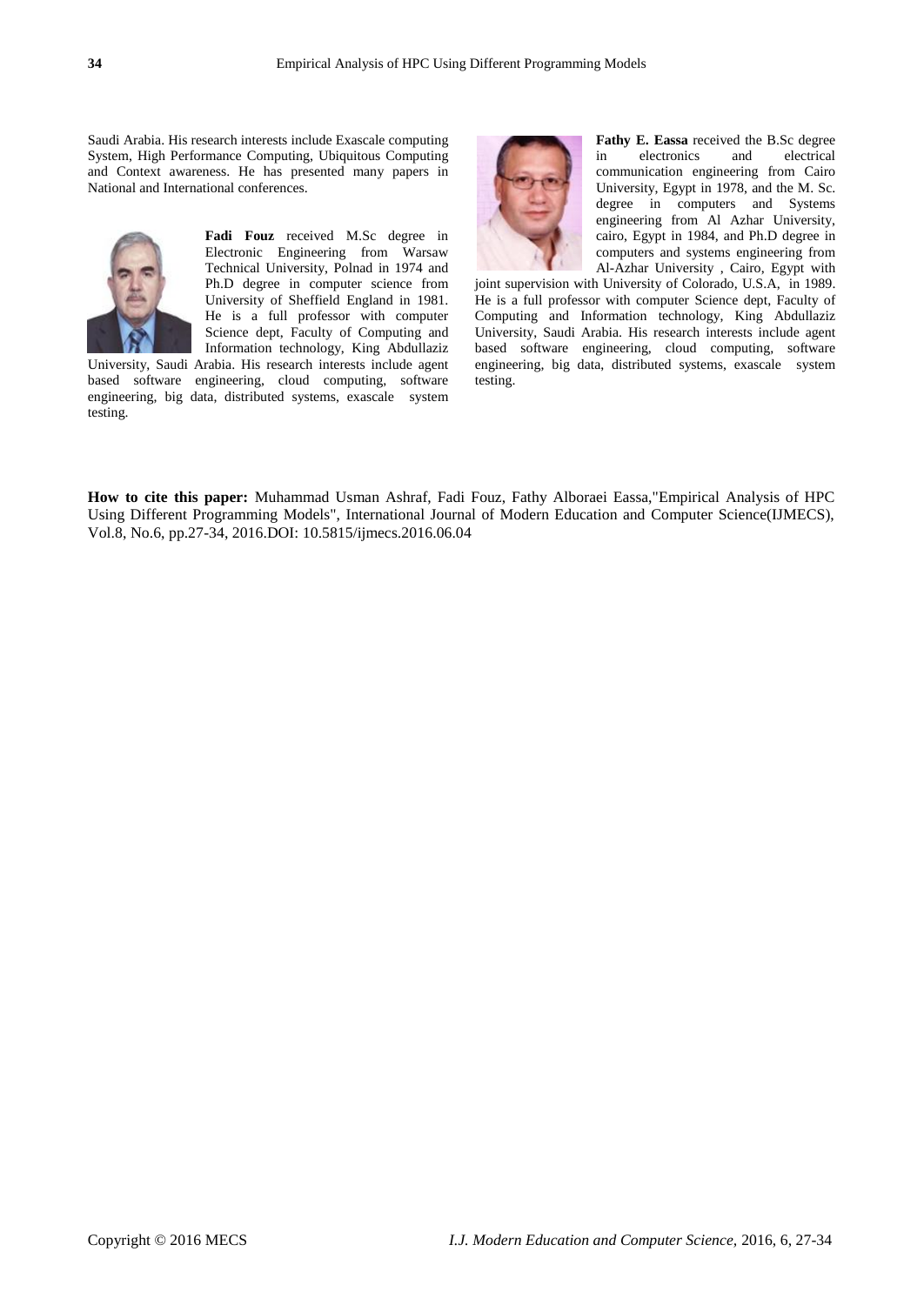Saudi Arabia. His research interests include Exascale computing System, High Performance Computing, Ubiquitous Computing and Context awareness. He has presented many papers in National and International conferences.

**Fadi Fouz** received M.Sc degree in Electronic Engineering from Warsaw Technical University, Polnad in 1974 and Ph.D degree in computer science from University of Sheffield England in 1981. He is a full professor with computer Science dept, Faculty of Computing and Information technology, King Abdullaziz University, Saudi Arabia. His research interests include agent based software engineering, cloud computing, software engineering, big data, distributed systems, exascale system testing.

**Fathy E. Eassa** received the B.Sc degree in electronics and electrical communication engineering from Cairo University, Egypt in 1978, and the M. Sc. degree in computers and Systems engineering from Al Azhar University, cairo, Egypt in 1984, and Ph.D degree in computers and systems engineering from Al-Azhar University , Cairo, Egypt with joint supervision with University of Colorado, U.S.A, in 1989. He is a full professor with computer Science dept, Faculty of Computing and Information technology, King Abdullaziz University, Saudi Arabia. His research interests include agent based software engineering, cloud computing, software engineering, big data, distributed systems, exascale system testing.

**How to cite this paper:** Muhammad Usman Ashraf, Fadi Fouz, Fathy Alboraei Eassa,"Empirical Analysis of HPC Using Different Programming Models", International Journal of Modern Education and Computer Science(IJMECS), Vol.8, No.6, pp.27-34, 2016.DOI: 10.5815/ijmecs.2016.06.04